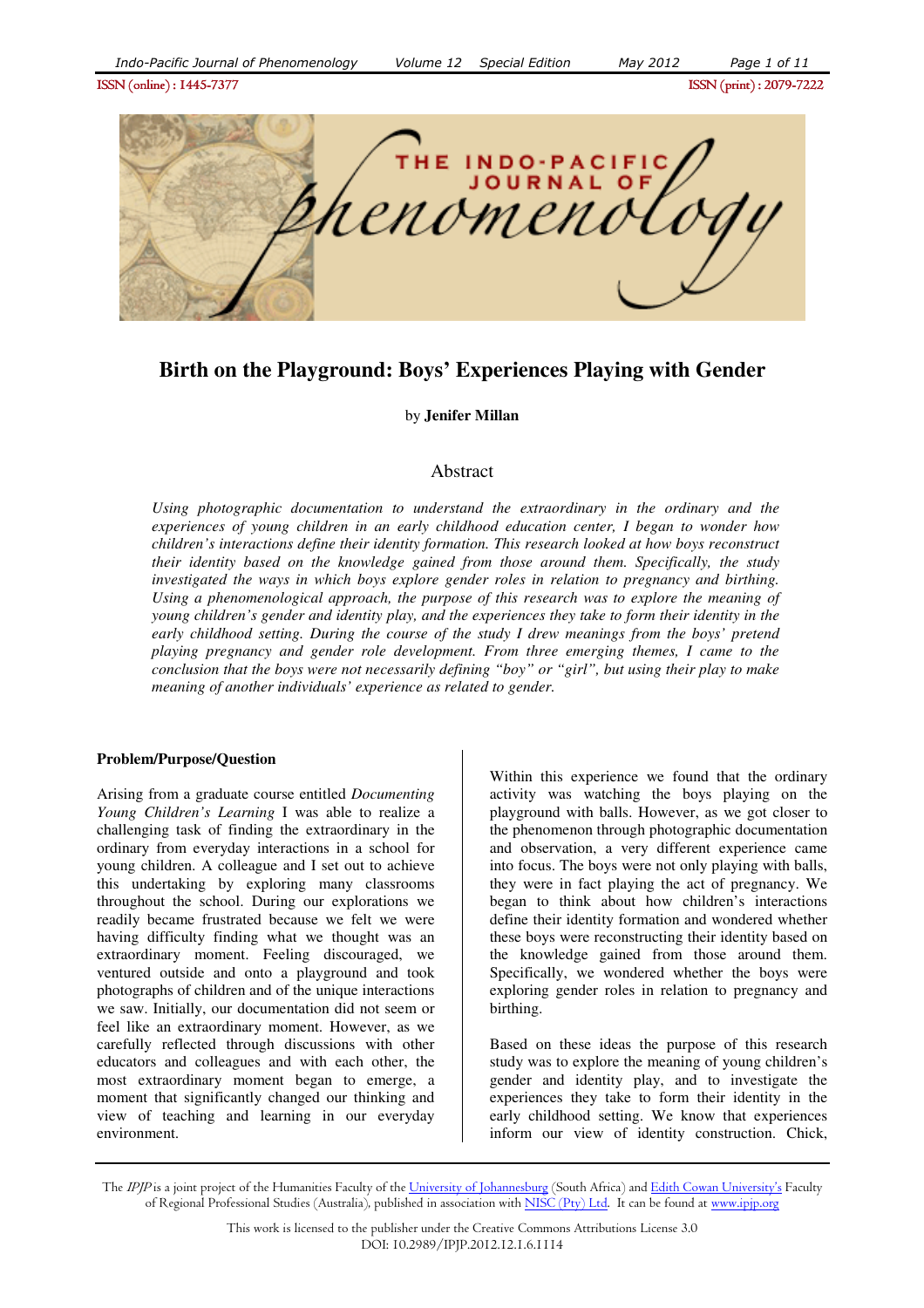# Birth on the Playground: Boys' Experiences Playing with Gender

by **Jenifer Millan**

## Abstract

*Using photographic documentation to understand the extraordinary in the ordinary and the experiences of young children in an early childhood education center, I began to wonder how children's interactions define their identity formation. This research looked at how boys reconstruct their identity based on the knowledge gained from those around them. Specifically, the study investigated the ways in which boys explore gender roles in relation to pregnancy and birthing. Using a phenomenological approach, the purpose of this research was to explore the meaning of young children's gender and identity play, and the experiences they take to form their identity in the early childhood setting. During the course of the study I drew meanings from the boys' pretend playing pregnancy and gender role development. From three emerging themes, I came to the conclusion that the boys were not necessarily defining "boy" or "girl", but using their play to make meaning of another individuals' experience as related to gender.*

### Problem/Purpose/Question

Arising from a graduate course entitled *Documenting Young Children's Learning* I was able to realize a challenging task of finding the extraordinary in the ordinary from everyday interactions in a school for young children. A colleague and I set out to achieve this undertaking by exploring many classrooms throughout the school. During our explorations we readily became frustrated because we felt we were having difficulty finding what we thought was an extraordinary moment. Feeling discouraged, we ventured outside and onto a playground and took photographs of children and of the unique interactions we saw. Initially, our documentation did not seem or feel like an extraordinary moment. However, as we carefully reflected through discussions with other educators and colleagues and with each other, the most extraordinary moment began to emerge, a moment that significantly changed our thinking and view of teaching and learning in our everyday environment.

Within this experience we found that the ordinary activity was watching the boys playing on the playground with balls. However, as we got closer to the phenomenon through photographic documentation and observation, a very different experience came into focus. The boys were not only playing with balls, they were in fact playing the act of pregnancy. We began to think about how children's interactions define their identity formation and wondered whether these boys were reconstructing their identity based on the knowledge gained from those around them. Specifically, we wondered whether the boys were exploring gender roles in relation to pregnancy and birthing.

Based on these ideas the purpose of this research study was to explore the meaning of young children's gender and identity play, and to investigate the experiences they take to form their identity in the early childhood setting. We know that experiences inform our view of identity construction. Chick,

The *IPJP* is a joint project of the Humanities Faculty of the University of Johannesburg (South Africa) and Edith Cowan University's Faculty of Regional Professional Studies (Australia), published in association with NISC (Pty) Ltd. It can be found at www.ipjp.org

This work is licensed to the publisher under the Creative Commons Attributions License 3.0
DOI: 10.2989/IPJP.2012.12.1.6.1114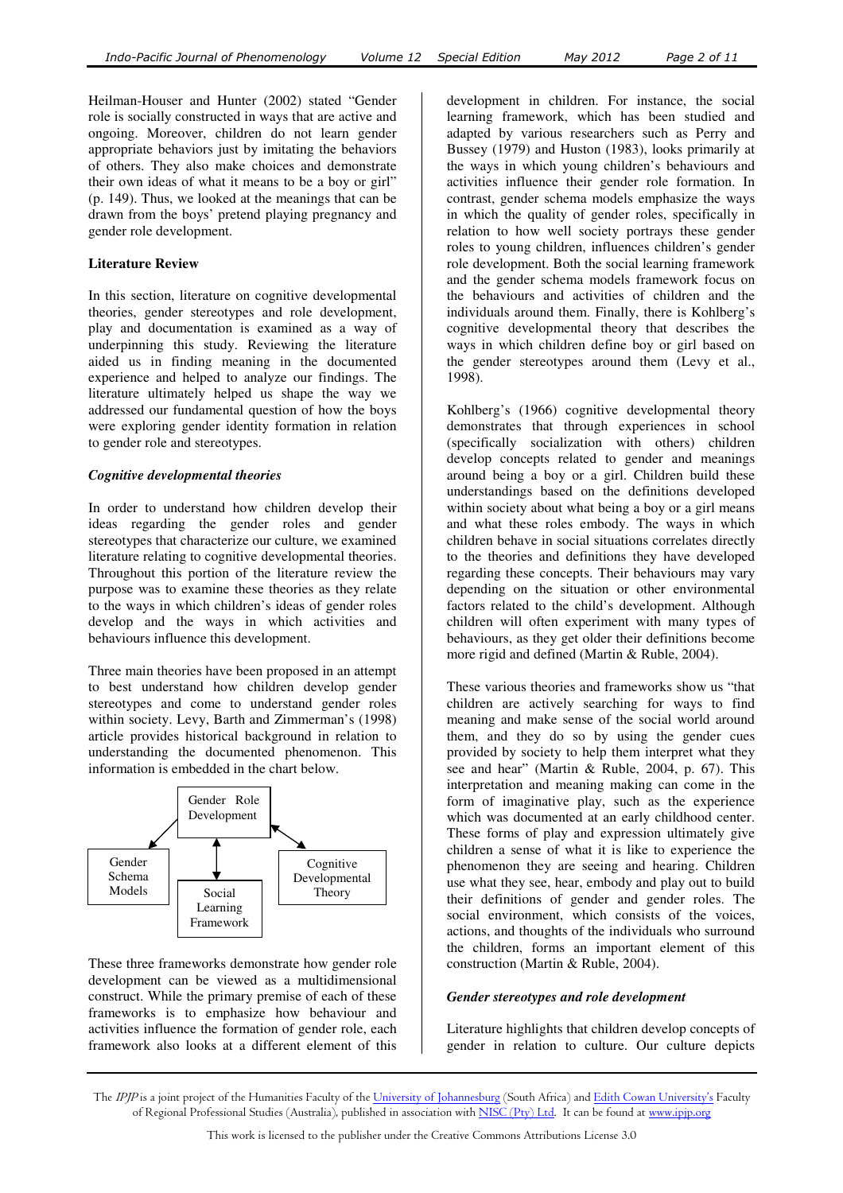Heilman-Houser and Hunter (2002) stated "Gender role is socially constructed in ways that are active and ongoing. Moreover, children do not learn gender appropriate behaviors just by imitating the behaviors of others. They also make choices and demonstrate their own ideas of what it means to be a boy or girl" (p. 149). Thus, we looked at the meanings that can be drawn from the boys' pretend playing pregnancy and gender role development.

## Literature Review

In this section, literature on cognitive developmental theories, gender stereotypes and role development, play and documentation is examined as a way of underpinning this study. Reviewing the literature aided us in finding meaning in the documented experience and helped to analyze our findings. The literature ultimately helped us shape the way we addressed our fundamental question of how the boys were exploring gender identity formation in relation to gender role and stereotypes.

### *Cognitive developmental theories*

In order to understand how children develop their ideas regarding the gender roles and gender stereotypes that characterize our culture, we examined literature relating to cognitive developmental theories. Throughout this portion of the literature review the purpose was to examine these theories as they relate to the ways in which children's ideas of gender roles develop and the ways in which activities and behaviours influence this development.

Three main theories have been proposed in an attempt to best understand how children develop gender stereotypes and come to understand gender roles within society. Levy, Barth and Zimmerman's (1998) article provides historical background in relation to understanding the documented phenomenon. This information is embedded in the chart below.

Gender Role Development

Gender Schema Models | Social Learning Framework | Cognitive Developmental Theory

These three frameworks demonstrate how gender role development can be viewed as a multidimensional construct. While the primary premise of each of these frameworks is to emphasize how behaviour and activities influence the formation of gender role, each framework also looks at a different element of this development in children. For instance, the social learning framework, which has been studied and adapted by various researchers such as Perry and Bussey (1979) and Huston (1983), looks primarily at the ways in which young children's behaviours and activities influence their gender role formation. In contrast, gender schema models emphasize the ways in which the quality of gender roles, specifically in relation to how well society portrays these gender roles to young children, influences children's gender role development. Both the social learning framework and the gender schema models framework focus on the behaviours and activities of children and the individuals around them. Finally, there is Kohlberg's cognitive developmental theory that describes the ways in which children define boy or girl based on the gender stereotypes around them (Levy et al., 1998).

Kohlberg's (1966) cognitive developmental theory demonstrates that through experiences in school (specifically socialization with others) children develop concepts related to gender and meanings around being a boy or a girl. Children build these understandings based on the definitions developed within society about what being a boy or a girl means and what these roles embody. The ways in which children behave in social situations correlates directly to the theories and definitions they have developed regarding these concepts. Their behaviours may vary depending on the situation or other environmental factors related to the child's development. Although children will often experiment with many types of behaviours, as they get older their definitions become more rigid and defined (Martin & Ruble, 2004).

These various theories and frameworks show us "that children are actively searching for ways to find meaning and make sense of the social world around them, and they do so by using the gender cues provided by society to help them interpret what they see and hear" (Martin & Ruble, 2004, p. 67). This interpretation and meaning making can come in the form of imaginative play, such as the experience which was documented at an early childhood center. These forms of play and expression ultimately give children a sense of what it is like to experience the phenomenon they are seeing and hearing. Children use what they see, hear, embody and play out to build their definitions of gender and gender roles. The social environment, which consists of the voices, actions, and thoughts of the individuals who surround the children, forms an important element of this construction (Martin & Ruble, 2004).

### *Gender stereotypes and role development*

Literature highlights that children develop concepts of gender in relation to culture. Our culture depicts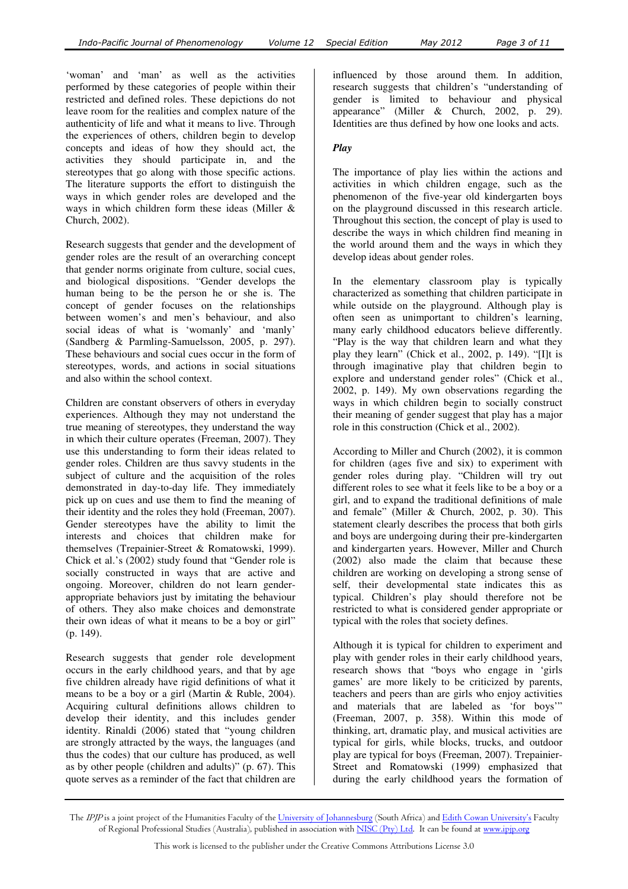'woman' and 'man' as well as the activities performed by these categories of people within their restricted and defined roles. These depictions do not leave room for the realities and complex nature of the authenticity of life and what it means to live. Through the experiences of others, children begin to develop concepts and ideas of how they should act, the activities they should participate in, and the stereotypes that go along with those specific actions. The literature supports the effort to distinguish the ways in which gender roles are developed and the ways in which children form these ideas (Miller & Church, 2002).

Research suggests that gender and the development of gender roles are the result of an overarching concept that gender norms originate from culture, social cues, and biological dispositions. "Gender develops the human being to be the person he or she is. The concept of gender focuses on the relationships between women's and men's behaviour, and also social ideas of what is 'womanly' and 'manly' (Sandberg & Parmling-Samuelsson, 2005, p. 297). These behaviours and social cues occur in the form of stereotypes, words, and actions in social situations and also within the school context.

Children are constant observers of others in everyday experiences. Although they may not understand the true meaning of stereotypes, they understand the way in which their culture operates (Freeman, 2007). They use this understanding to form their ideas related to gender roles. Children are thus savvy students in the subject of culture and the acquisition of the roles demonstrated in day-to-day life. They immediately pick up on cues and use them to find the meaning of their identity and the roles they hold (Freeman, 2007). Gender stereotypes have the ability to limit the interests and choices that children make for themselves (Trepainier-Street & Romatowski, 1999). Chick et al.'s (2002) study found that "Gender role is socially constructed in ways that are active and ongoing. Moreover, children do not learn gender-appropriate behaviors just by imitating the behaviour of others. They also make choices and demonstrate their own ideas of what it means to be a boy or girl" (p. 149).

Research suggests that gender role development occurs in the early childhood years, and that by age five children already have rigid definitions of what it means to be a boy or a girl (Martin & Ruble, 2004). Acquiring cultural definitions allows children to develop their identity, and this includes gender identity. Rinaldi (2006) stated that "young children are strongly attracted by the ways, the languages (and thus the codes) that our culture has produced, as well as by other people (children and adults)" (p. 67). This quote serves as a reminder of the fact that children are influenced by those around them. In addition, research suggests that children's "understanding of gender is limited to behaviour and physical appearance" (Miller & Church, 2002, p. 29). Identities are thus defined by how one looks and acts.

### *Play*

The importance of play lies within the actions and activities in which children engage, such as the phenomenon of the five-year old kindergarten boys on the playground discussed in this research article. Throughout this section, the concept of play is used to describe the ways in which children find meaning in the world around them and the ways in which they develop ideas about gender roles.

In the elementary classroom play is typically characterized as something that children participate in while outside on the playground. Although play is often seen as unimportant to children's learning, many early childhood educators believe differently. "Play is the way that children learn and what they play they learn" (Chick et al., 2002, p. 149). "[I]t is through imaginative play that children begin to explore and understand gender roles" (Chick et al., 2002, p. 149). My own observations regarding the ways in which children begin to socially construct their meaning of gender suggest that play has a major role in this construction (Chick et al., 2002).

According to Miller and Church (2002), it is common for children (ages five and six) to experiment with gender roles during play. "Children will try out different roles to see what it feels like to be a boy or a girl, and to expand the traditional definitions of male and female" (Miller & Church, 2002, p. 30). This statement clearly describes the process that both girls and boys are undergoing during their pre-kindergarten and kindergarten years. However, Miller and Church (2002) also made the claim that because these children are working on developing a strong sense of self, their developmental state indicates this as typical. Children's play should therefore not be restricted to what is considered gender appropriate or typical with the roles that society defines.

Although it is typical for children to experiment and play with gender roles in their early childhood years, research shows that "boys who engage in 'girls games' are more likely to be criticized by parents, teachers and peers than are girls who enjoy activities and materials that are labeled as 'for boys'" (Freeman, 2007, p. 358). Within this mode of thinking, art, dramatic play, and musical activities are typical for girls, while blocks, trucks, and outdoor play are typical for boys (Freeman, 2007). Trepainier-Street and Romatowski (1999) emphasized that during the early childhood years the formation of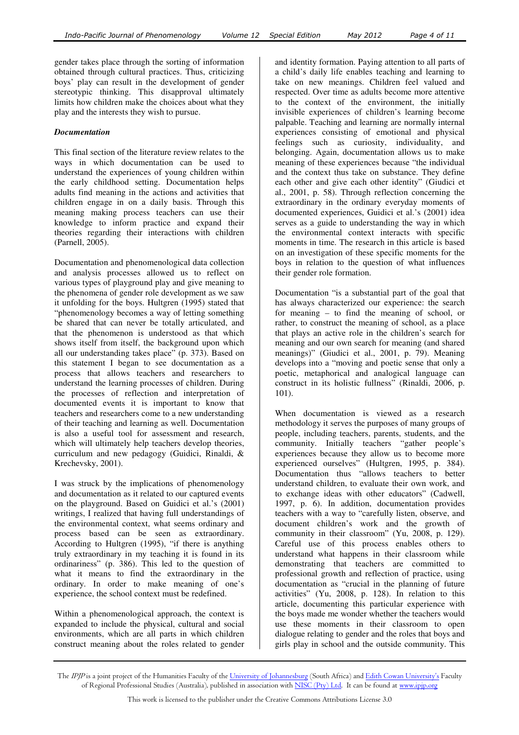gender takes place through the sorting of information obtained through cultural practices. Thus, criticizing boys' play can result in the development of gender stereotypic thinking. This disapproval ultimately limits how children make the choices about what they play and the interests they wish to pursue.

***Documentation***

This final section of the literature review relates to the ways in which documentation can be used to understand the experiences of young children within the early childhood setting. Documentation helps adults find meaning in the actions and activities that children engage in on a daily basis. Through this meaning making process teachers can use their knowledge to inform practice and expand their theories regarding their interactions with children (Parnell, 2005).

Documentation and phenomenological data collection and analysis processes allowed us to reflect on various types of playground play and give meaning to the phenomena of gender role development as we saw it unfolding for the boys. Hultgren (1995) stated that "phenomenology becomes a way of letting something be shared that can never be totally articulated, and that the phenomenon is understood as that which shows itself from itself, the background upon which all our understanding takes place" (p. 373). Based on this statement I began to see documentation as a process that allows teachers and researchers to understand the learning processes of children. During the processes of reflection and interpretation of documented events it is important to know that teachers and researchers come to a new understanding of their teaching and learning as well. Documentation is also a useful tool for assessment and research, which will ultimately help teachers develop theories, curriculum and new pedagogy (Guidici, Rinaldi, & Krechevsky, 2001).

I was struck by the implications of phenomenology and documentation as it related to our captured events on the playground. Based on Guidici et al.'s (2001) writings, I realized that having full understandings of the environmental context, what seems ordinary and process based can be seen as extraordinary. According to Hultgren (1995), "if there is anything truly extraordinary in my teaching it is found in its ordinariness" (p. 386). This led to the question of what it means to find the extraordinary in the ordinary. In order to make meaning of one's experience, the school context must be redefined.

Within a phenomenological approach, the context is expanded to include the physical, cultural and social environments, which are all parts in which children construct meaning about the roles related to gender and identity formation. Paying attention to all parts of a child's daily life enables teaching and learning to take on new meanings. Children feel valued and respected. Over time as adults become more attentive to the context of the environment, the initially invisible experiences of children's learning become palpable. Teaching and learning are normally internal experiences consisting of emotional and physical feelings such as curiosity, individuality, and belonging. Again, documentation allows us to make meaning of these experiences because "the individual and the context thus take on substance. They define each other and give each other identity" (Giudici et al., 2001, p. 58). Through reflection concerning the extraordinary in the ordinary everyday moments of documented experiences, Guidici et al.'s (2001) idea serves as a guide to understanding the way in which the environmental context interacts with specific moments in time. The research in this article is based on an investigation of these specific moments for the boys in relation to the question of what influences their gender role formation.

Documentation "is a substantial part of the goal that has always characterized our experience: the search for meaning – to find the meaning of school, or rather, to construct the meaning of school, as a place that plays an active role in the children's search for meaning and our own search for meaning (and shared meanings)" (Giudici et al., 2001, p. 79). Meaning develops into a "moving and poetic sense that only a poetic, metaphorical and analogical language can construct in its holistic fullness" (Rinaldi, 2006, p. 101).

When documentation is viewed as a research methodology it serves the purposes of many groups of people, including teachers, parents, students, and the community. Initially teachers "gather people's experiences because they allow us to become more experienced ourselves" (Hultgren, 1995, p. 384). Documentation thus "allows teachers to better understand children, to evaluate their own work, and to exchange ideas with other educators" (Cadwell, 1997, p. 6). In addition, documentation provides teachers with a way to "carefully listen, observe, and document children's work and the growth of community in their classroom" (Yu, 2008, p. 129). Careful use of this process enables others to understand what happens in their classroom while demonstrating that teachers are committed to professional growth and reflection of practice, using documentation as "crucial in the planning of future activities" (Yu, 2008, p. 128). In relation to this article, documenting this particular experience with the boys made me wonder whether the teachers would use these moments in their classroom to open dialogue relating to gender and the roles that boys and girls play in school and the outside community. This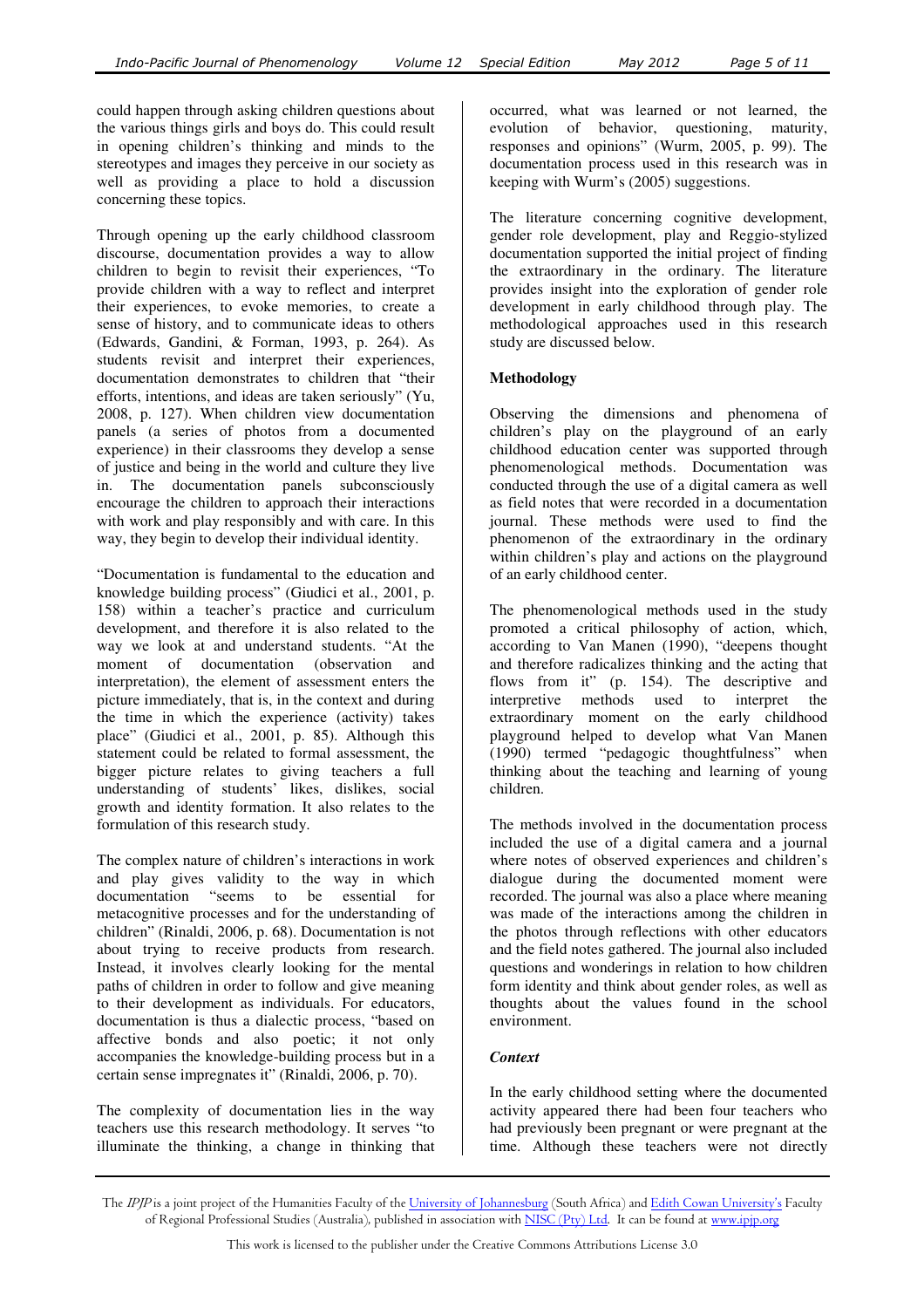could happen through asking children questions about the various things girls and boys do. This could result in opening children's thinking and minds to the stereotypes and images they perceive in our society as well as providing a place to hold a discussion concerning these topics.

Through opening up the early childhood classroom discourse, documentation provides a way to allow children to begin to revisit their experiences, "To provide children with a way to reflect and interpret their experiences, to evoke memories, to create a sense of history, and to communicate ideas to others (Edwards, Gandini, & Forman, 1993, p. 264). As students revisit and interpret their experiences, documentation demonstrates to children that "their efforts, intentions, and ideas are taken seriously" (Yu, 2008, p. 127). When children view documentation panels (a series of photos from a documented experience) in their classrooms they develop a sense of justice and being in the world and culture they live in. The documentation panels subconsciously encourage the children to approach their interactions with work and play responsibly and with care. In this way, they begin to develop their individual identity.

"Documentation is fundamental to the education and knowledge building process" (Giudici et al., 2001, p. 158) within a teacher's practice and curriculum development, and therefore it is also related to the way we look at and understand students. "At the moment of documentation (observation and interpretation), the element of assessment enters the picture immediately, that is, in the context and during the time in which the experience (activity) takes place" (Giudici et al., 2001, p. 85). Although this statement could be related to formal assessment, the bigger picture relates to giving teachers a full understanding of students' likes, dislikes, social growth and identity formation. It also relates to the formulation of this research study.

The complex nature of children's interactions in work and play gives validity to the way in which documentation "seems to be essential for metacognitive processes and for the understanding of children" (Rinaldi, 2006, p. 68). Documentation is not about trying to receive products from research. Instead, it involves clearly looking for the mental paths of children in order to follow and give meaning to their development as individuals. For educators, documentation is thus a dialectic process, "based on affective bonds and also poetic; it not only accompanies the knowledge-building process but in a certain sense impregnates it" (Rinaldi, 2006, p. 70).

The complexity of documentation lies in the way teachers use this research methodology. It serves "to illuminate the thinking, a change in thinking that occurred, what was learned or not learned, the evolution of behavior, questioning, maturity, responses and opinions" (Wurm, 2005, p. 99). The documentation process used in this research was in keeping with Wurm's (2005) suggestions.

The literature concerning cognitive development, gender role development, play and Reggio-stylized documentation supported the initial project of finding the extraordinary in the ordinary. The literature provides insight into the exploration of gender role development in early childhood through play. The methodological approaches used in this research study are discussed below.

## Methodology

Observing the dimensions and phenomena of children's play on the playground of an early childhood education center was supported through phenomenological methods. Documentation was conducted through the use of a digital camera as well as field notes that were recorded in a documentation journal. These methods were used to find the phenomenon of the extraordinary in the ordinary within children's play and actions on the playground of an early childhood center.

The phenomenological methods used in the study promoted a critical philosophy of action, which, according to Van Manen (1990), "deepens thought and therefore radicalizes thinking and the acting that flows from it" (p. 154). The descriptive and interpretive methods used to interpret the extraordinary moment on the early childhood playground helped to develop what Van Manen (1990) termed "pedagogic thoughtfulness" when thinking about the teaching and learning of young children.

The methods involved in the documentation process included the use of a digital camera and a journal where notes of observed experiences and children's dialogue during the documented moment were recorded. The journal was also a place where meaning was made of the interactions among the children in the photos through reflections with other educators and the field notes gathered. The journal also included questions and wonderings in relation to how children form identity and think about gender roles, as well as thoughts about the values found in the school environment.

### *Context*

In the early childhood setting where the documented activity appeared there had been four teachers who had previously been pregnant or were pregnant at the time. Although these teachers were not directly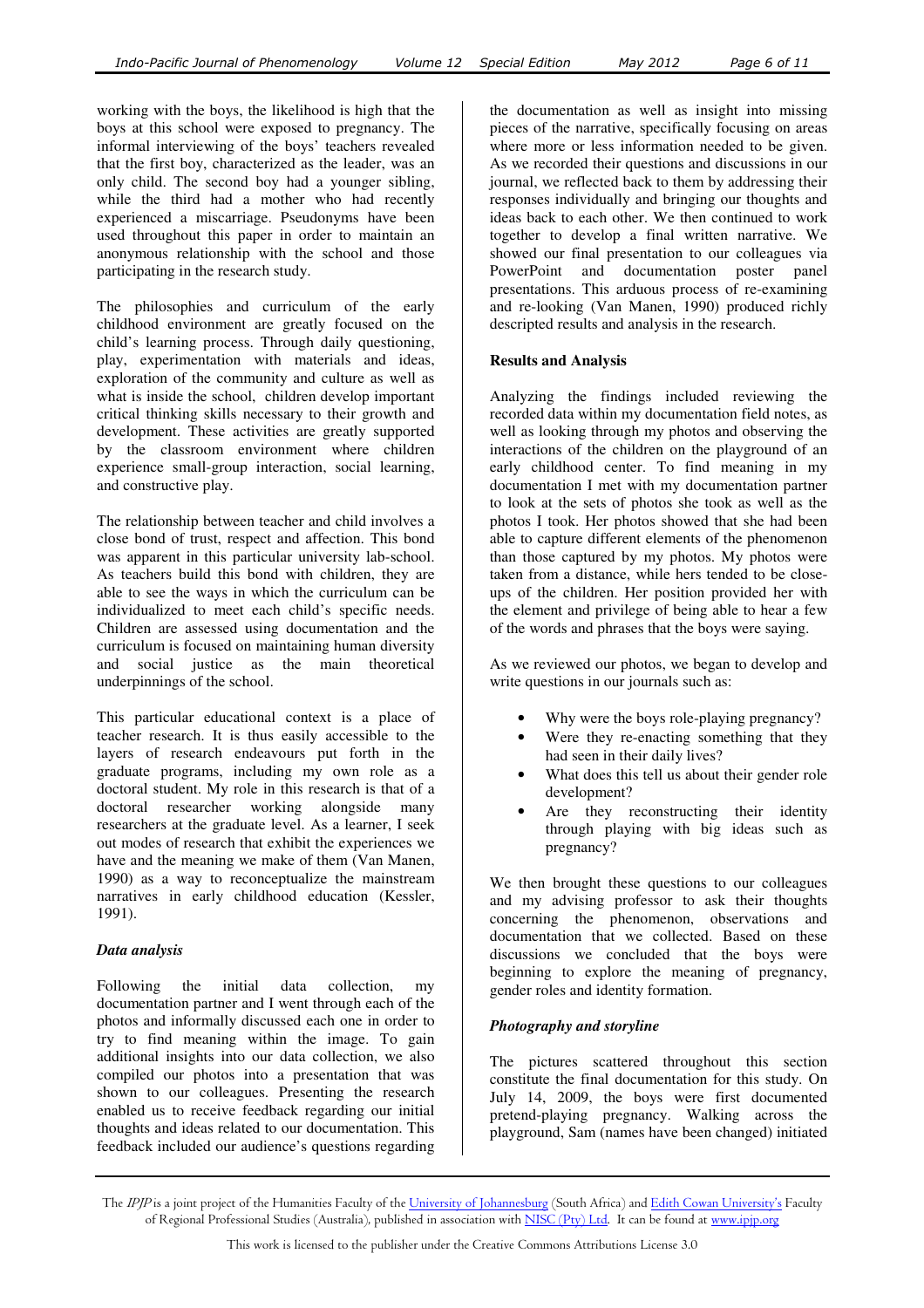working with the boys, the likelihood is high that the boys at this school were exposed to pregnancy. The informal interviewing of the boys' teachers revealed that the first boy, characterized as the leader, was an only child. The second boy had a younger sibling, while the third had a mother who had recently experienced a miscarriage. Pseudonyms have been used throughout this paper in order to maintain an anonymous relationship with the school and those participating in the research study.

The philosophies and curriculum of the early childhood environment are greatly focused on the child's learning process. Through daily questioning, play, experimentation with materials and ideas, exploration of the community and culture as well as what is inside the school, children develop important critical thinking skills necessary to their growth and development. These activities are greatly supported by the classroom environment where children experience small-group interaction, social learning, and constructive play.

The relationship between teacher and child involves a close bond of trust, respect and affection. This bond was apparent in this particular university lab-school. As teachers build this bond with children, they are able to see the ways in which the curriculum can be individualized to meet each child's specific needs. Children are assessed using documentation and the curriculum is focused on maintaining human diversity and social justice as the main theoretical underpinnings of the school.

This particular educational context is a place of teacher research. It is thus easily accessible to the layers of research endeavours put forth in the graduate programs, including my own role as a doctoral student. My role in this research is that of a doctoral researcher working alongside many researchers at the graduate level. As a learner, I seek out modes of research that exhibit the experiences we have and the meaning we make of them (Van Manen, 1990) as a way to reconceptualize the mainstream narratives in early childhood education (Kessler, 1991).

### *Data analysis*

Following the initial data collection, my documentation partner and I went through each of the photos and informally discussed each one in order to try to find meaning within the image. To gain additional insights into our data collection, we also compiled our photos into a presentation that was shown to our colleagues. Presenting the research enabled us to receive feedback regarding our initial thoughts and ideas related to our documentation. This feedback included our audience's questions regarding the documentation as well as insight into missing pieces of the narrative, specifically focusing on areas where more or less information needed to be given. As we recorded their questions and discussions in our journal, we reflected back to them by addressing their responses individually and bringing our thoughts and ideas back to each other. We then continued to work together to develop a final written narrative. We showed our final presentation to our colleagues via PowerPoint and documentation poster panel presentations. This arduous process of re-examining and re-looking (Van Manen, 1990) produced richly descripted results and analysis in the research.

## **Results and Analysis**

Analyzing the findings included reviewing the recorded data within my documentation field notes, as well as looking through my photos and observing the interactions of the children on the playground of an early childhood center. To find meaning in my documentation I met with my documentation partner to look at the sets of photos she took as well as the photos I took. Her photos showed that she had been able to capture different elements of the phenomenon than those captured by my photos. My photos were taken from a distance, while hers tended to be close-ups of the children. Her position provided her with the element and privilege of being able to hear a few of the words and phrases that the boys were saying.

As we reviewed our photos, we began to develop and write questions in our journals such as:

- Why were the boys role-playing pregnancy?
- Were they re-enacting something that they had seen in their daily lives?
- What does this tell us about their gender role development?
- Are they reconstructing their identity through playing with big ideas such as pregnancy?

We then brought these questions to our colleagues and my advising professor to ask their thoughts concerning the phenomenon, observations and documentation that we collected. Based on these discussions we concluded that the boys were beginning to explore the meaning of pregnancy, gender roles and identity formation.

### *Photography and storyline*

The pictures scattered throughout this section constitute the final documentation for this study. On July 14, 2009, the boys were first documented pretend-playing pregnancy. Walking across the playground, Sam (names have been changed) initiated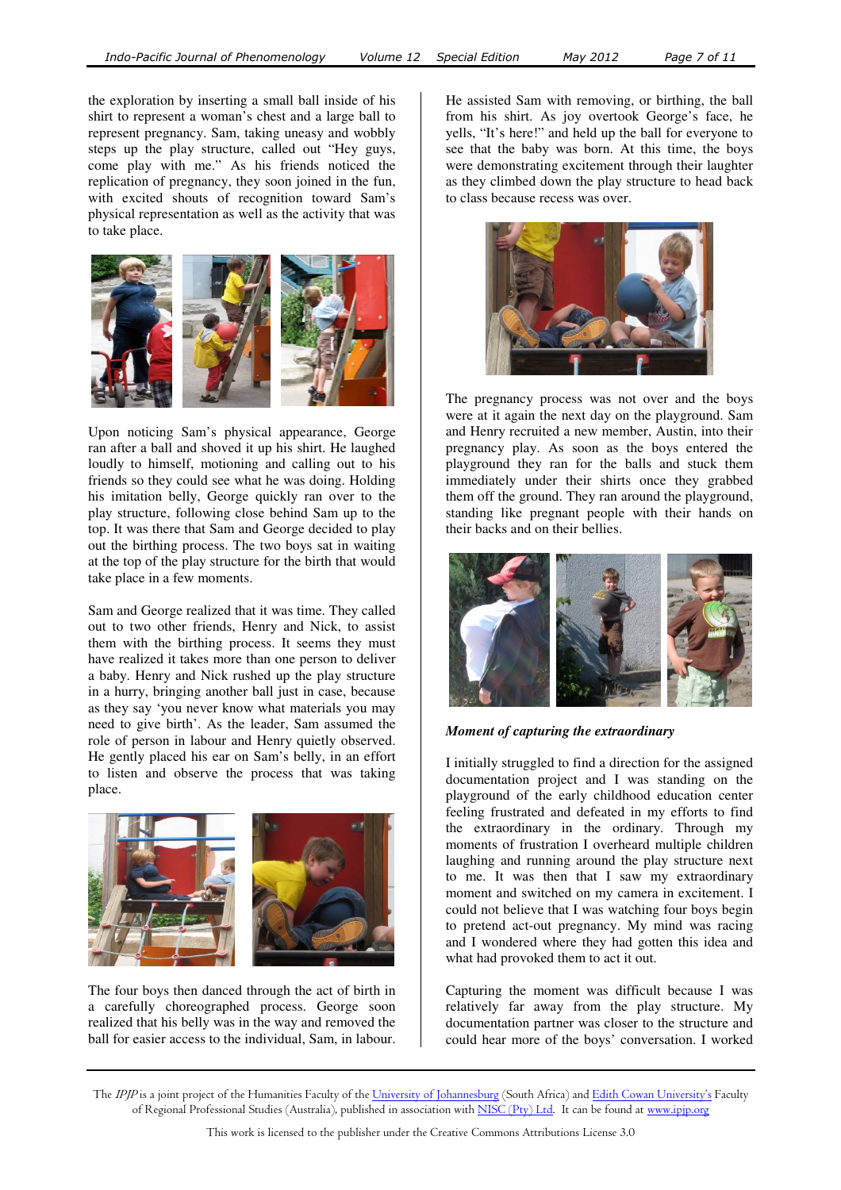the exploration by inserting a small ball inside of his shirt to represent a woman's chest and a large ball to represent pregnancy. Sam, taking uneasy and wobbly steps up the play structure, called out "Hey guys, come play with me." As his friends noticed the replication of pregnancy, they soon joined in the fun, with excited shouts of recognition toward Sam's physical representation as well as the activity that was to take place.

Upon noticing Sam's physical appearance, George ran after a ball and shoved it up his shirt. He laughed loudly to himself, motioning and calling out to his friends so they could see what he was doing. Holding his imitation belly, George quickly ran over to the play structure, following close behind Sam up to the top. It was there that Sam and George decided to play out the birthing process. The two boys sat in waiting at the top of the play structure for the birth that would take place in a few moments.

Sam and George realized that it was time. They called out to two other friends, Henry and Nick, to assist them with the birthing process. It seems they must have realized it takes more than one person to deliver a baby. Henry and Nick rushed up the play structure in a hurry, bringing another ball just in case, because as they say 'you never know what materials you may need to give birth'. As the leader, Sam assumed the role of person in labour and Henry quietly observed. He gently placed his ear on Sam's belly, in an effort to listen and observe the process that was taking place.

The four boys then danced through the act of birth in a carefully choreographed process. George soon realized that his belly was in the way and removed the ball for easier access to the individual, Sam, in labour. He assisted Sam with removing, or birthing, the ball from his shirt. As joy overtook George's face, he yells, "It's here!" and held up the ball for everyone to see that the baby was born. At this time, the boys were demonstrating excitement through their laughter as they climbed down the play structure to head back to class because recess was over.

The pregnancy process was not over and the boys were at it again the next day on the playground. Sam and Henry recruited a new member, Austin, into their pregnancy play. As soon as the boys entered the playground they ran for the balls and stuck them immediately under their shirts once they grabbed them off the ground. They ran around the playground, standing like pregnant people with their hands on their backs and on their bellies.

### *Moment of capturing the extraordinary*

I initially struggled to find a direction for the assigned documentation project and I was standing on the playground of the early childhood education center feeling frustrated and defeated in my efforts to find the extraordinary in the ordinary. Through my moments of frustration I overheard multiple children laughing and running around the play structure next to me. It was then that I saw my extraordinary moment and switched on my camera in excitement. I could not believe that I was watching four boys begin to pretend act-out pregnancy. My mind was racing and I wondered where they had gotten this idea and what had provoked them to act it out.

Capturing the moment was difficult because I was relatively far away from the play structure. My documentation partner was closer to the structure and could hear more of the boys' conversation. I worked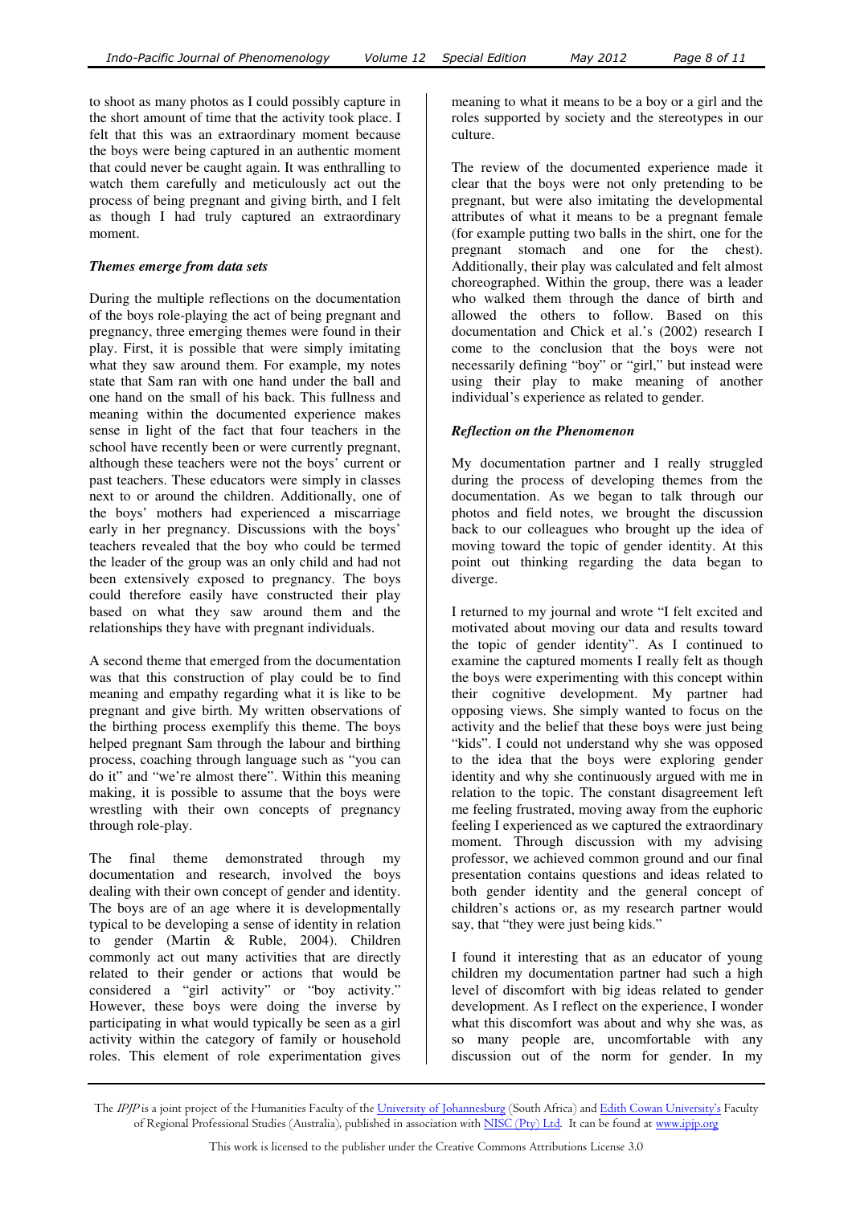to shoot as many photos as I could possibly capture in the short amount of time that the activity took place. I felt that this was an extraordinary moment because the boys were being captured in an authentic moment that could never be caught again. It was enthralling to watch them carefully and meticulously act out the process of being pregnant and giving birth, and I felt as though I had truly captured an extraordinary moment.

### *Themes emerge from data sets*

During the multiple reflections on the documentation of the boys role-playing the act of being pregnant and pregnancy, three emerging themes were found in their play. First, it is possible that were simply imitating what they saw around them. For example, my notes state that Sam ran with one hand under the ball and one hand on the small of his back. This fullness and meaning within the documented experience makes sense in light of the fact that four teachers in the school have recently been or were currently pregnant, although these teachers were not the boys' current or past teachers. These educators were simply in classes next to or around the children. Additionally, one of the boys' mothers had experienced a miscarriage early in her pregnancy. Discussions with the boys' teachers revealed that the boy who could be termed the leader of the group was an only child and had not been extensively exposed to pregnancy. The boys could therefore easily have constructed their play based on what they saw around them and the relationships they have with pregnant individuals.

A second theme that emerged from the documentation was that this construction of play could be to find meaning and empathy regarding what it is like to be pregnant and give birth. My written observations of the birthing process exemplify this theme. The boys helped pregnant Sam through the labour and birthing process, coaching through language such as "you can do it" and "we're almost there". Within this meaning making, it is possible to assume that the boys were wrestling with their own concepts of pregnancy through role-play.

The final theme demonstrated through my documentation and research, involved the boys dealing with their own concept of gender and identity. The boys are of an age where it is developmentally typical to be developing a sense of identity in relation to gender (Martin & Ruble, 2004). Children commonly act out many activities that are directly related to their gender or actions that would be considered a "girl activity" or "boy activity." However, these boys were doing the inverse by participating in what would typically be seen as a girl activity within the category of family or household roles. This element of role experimentation gives meaning to what it means to be a boy or a girl and the roles supported by society and the stereotypes in our culture.

The review of the documented experience made it clear that the boys were not only pretending to be pregnant, but were also imitating the developmental attributes of what it means to be a pregnant female (for example putting two balls in the shirt, one for the pregnant stomach and one for the chest). Additionally, their play was calculated and felt almost choreographed. Within the group, there was a leader who walked them through the dance of birth and allowed the others to follow. Based on this documentation and Chick et al.'s (2002) research I come to the conclusion that the boys were not necessarily defining "boy" or "girl," but instead were using their play to make meaning of another individual's experience as related to gender.

### *Reflection on the Phenomenon*

My documentation partner and I really struggled during the process of developing themes from the documentation. As we began to talk through our photos and field notes, we brought the discussion back to our colleagues who brought up the idea of moving toward the topic of gender identity. At this point out thinking regarding the data began to diverge.

I returned to my journal and wrote "I felt excited and motivated about moving our data and results toward the topic of gender identity". As I continued to examine the captured moments I really felt as though the boys were experimenting with this concept within their cognitive development. My partner had opposing views. She simply wanted to focus on the activity and the belief that these boys were just being "kids". I could not understand why she was opposed to the idea that the boys were exploring gender identity and why she continuously argued with me in relation to the topic. The constant disagreement left me feeling frustrated, moving away from the euphoric feeling I experienced as we captured the extraordinary moment. Through discussion with my advising professor, we achieved common ground and our final presentation contains questions and ideas related to both gender identity and the general concept of children's actions or, as my research partner would say, that "they were just being kids."

I found it interesting that as an educator of young children my documentation partner had such a high level of discomfort with big ideas related to gender development. As I reflect on the experience, I wonder what this discomfort was about and why she was, as so many people are, uncomfortable with any discussion out of the norm for gender. In my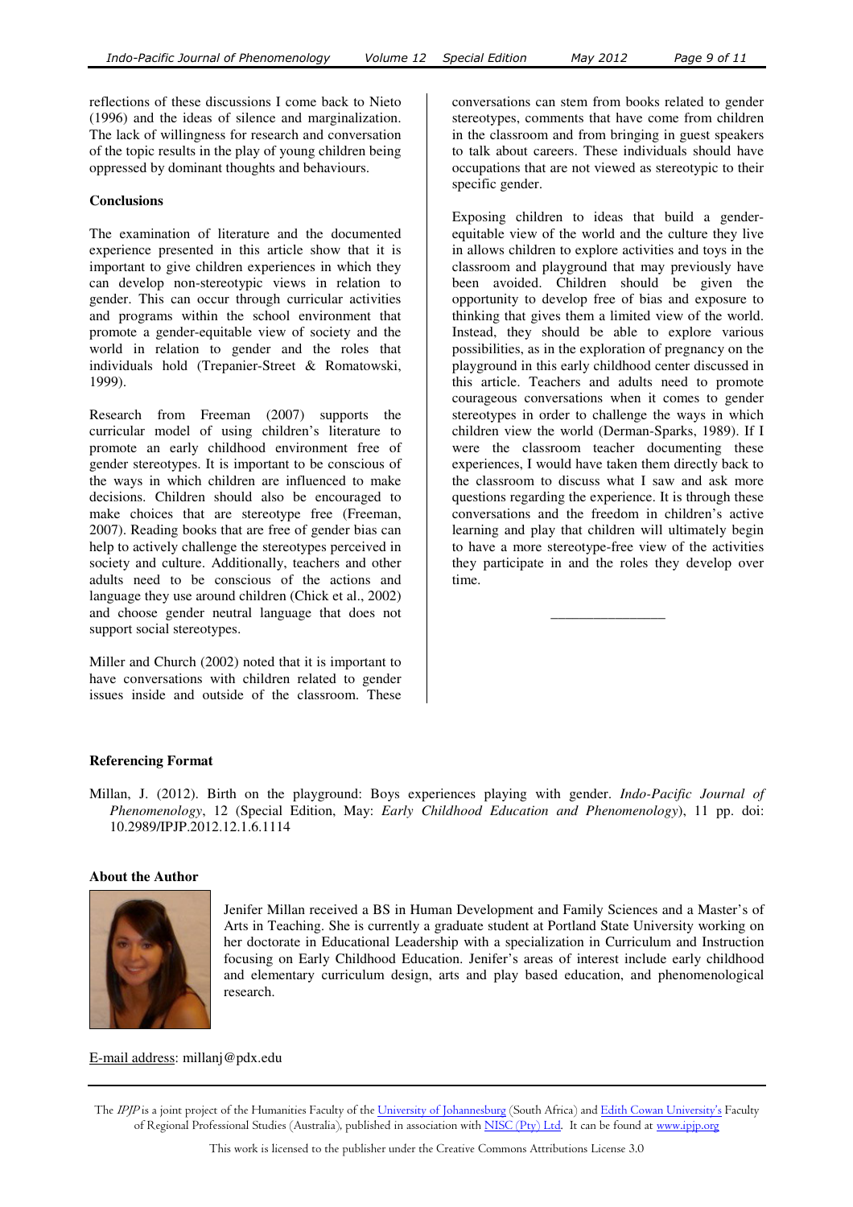reflections of these discussions I come back to Nieto (1996) and the ideas of silence and marginalization. The lack of willingness for research and conversation of the topic results in the play of young children being oppressed by dominant thoughts and behaviours.

## Conclusions

The examination of literature and the documented experience presented in this article show that it is important to give children experiences in which they can develop non-stereotypic views in relation to gender. This can occur through curricular activities and programs within the school environment that promote a gender-equitable view of society and the world in relation to gender and the roles that individuals hold (Trepanier-Street & Romatowski, 1999).

Research from Freeman (2007) supports the curricular model of using children's literature to promote an early childhood environment free of gender stereotypes. It is important to be conscious of the ways in which children are influenced to make decisions. Children should also be encouraged to make choices that are stereotype free (Freeman, 2007). Reading books that are free of gender bias can help to actively challenge the stereotypes perceived in society and culture. Additionally, teachers and other adults need to be conscious of the actions and language they use around children (Chick et al., 2002) and choose gender neutral language that does not support social stereotypes.

Miller and Church (2002) noted that it is important to have conversations with children related to gender issues inside and outside of the classroom. These conversations can stem from books related to gender stereotypes, comments that have come from children in the classroom and from bringing in guest speakers to talk about careers. These individuals should have occupations that are not viewed as stereotypic to their specific gender.

Exposing children to ideas that build a gender-equitable view of the world and the culture they live in allows children to explore activities and toys in the classroom and playground that may previously have been avoided. Children should be given the opportunity to develop free of bias and exposure to thinking that gives them a limited view of the world. Instead, they should be able to explore various possibilities, as in the exploration of pregnancy on the playground in this early childhood center discussed in this article. Teachers and adults need to promote courageous conversations when it comes to gender stereotypes in order to challenge the ways in which children view the world (Derman-Sparks, 1989). If I were the classroom teacher documenting these experiences, I would have taken them directly back to the classroom to discuss what I saw and ask more questions regarding the experience. It is through these conversations and the freedom in children's active learning and play that children will ultimately begin to have a more stereotype-free view of the activities they participate in and the roles they develop over time.

---

### Referencing Format

Millan, J. (2012). Birth on the playground: Boys experiences playing with gender. *Indo-Pacific Journal of Phenomenology*, 12 (Special Edition, May: *Early Childhood Education and Phenomenology*), 11 pp. doi: 10.2989/IPJP.2012.12.1.6.1114

### About the Author

Jenifer Millan received a BS in Human Development and Family Sciences and a Master's of Arts in Teaching. She is currently a graduate student at Portland State University working on her doctorate in Educational Leadership with a specialization in Curriculum and Instruction focusing on Early Childhood Education. Jenifer's areas of interest include early childhood and elementary curriculum design, arts and play based education, and phenomenological research.

E-mail address: millanj@pdx.edu

The *IPJP* is a joint project of the Humanities Faculty of the University of Johannesburg (South Africa) and Edith Cowan University's Faculty of Regional Professional Studies (Australia), published in association with NISC (Pty) Ltd. It can be found at www.ipjp.org

This work is licensed to the publisher under the Creative Commons Attributions License 3.0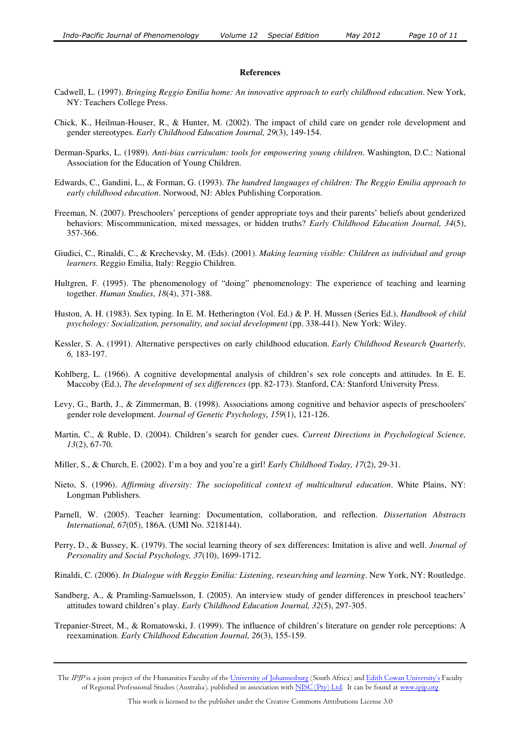**References**

Cadwell, L. (1997). *Bringing Reggio Emilia home: An innovative approach to early childhood education*. New York, NY: Teachers College Press.

Chick, K., Heilman-Houser, R., & Hunter, M. (2002). The impact of child care on gender role development and gender stereotypes. *Early Childhood Education Journal, 29*(3), 149-154.

Derman-Sparks, L. (1989). *Anti-bias curriculum: tools for empowering young children*. Washington, D.C.: National Association for the Education of Young Children.

Edwards, C., Gandini, L., & Forman, G. (1993). *The hundred languages of children: The Reggio Emilia approach to early childhood education*. Norwood, NJ: Ablex Publishing Corporation.

Freeman, N. (2007). Preschoolers' perceptions of gender appropriate toys and their parents' beliefs about genderized behaviors: Miscommunication, mixed messages, or hidden truths? *Early Childhood Education Journal, 34*(5), 357-366.

Giudici, C., Rinaldi, C., & Krechevsky, M. (Eds). (2001). *Making learning visible: Children as individual and group learners*. Reggio Emilia, Italy: Reggio Children.

Hultgren, F. (1995). The phenomenology of "doing" phenomenology: The experience of teaching and learning together. *Human Studies*, *18*(4), 371-388.

Huston, A. H. (1983). Sex typing. In E. M. Hetherington (Vol. Ed.) & P. H. Mussen (Series Ed.), *Handbook of child psychology: Socialization, personality, and social development* (pp. 338-441). New York: Wiley.

Kessler, S. A. (1991). Alternative perspectives on early childhood education. *Early Childhood Research Quarterly, 6,* 183-197.

Kohlberg, L. (1966). A cognitive developmental analysis of children's sex role concepts and attitudes. In E. E. Maccoby (Ed.), *The development of sex differences* (pp. 82-173). Stanford, CA: Stanford University Press.

Levy, G., Barth, J., & Zimmerman, B. (1998). Associations among cognitive and behavior aspects of preschoolers' gender role development. *Journal of Genetic Psychology, 159*(1), 121-126.

Martin, C., & Ruble, D. (2004). Children's search for gender cues. *Current Directions in Psychological Science, 13*(2), 67-70.

Miller, S., & Church, E. (2002). I'm a boy and you're a girl! *Early Childhood Today, 17*(2), 29-31.

Nieto, S. (1996). *Affirming diversity: The sociopolitical context of multicultural education*. White Plains, NY: Longman Publishers.

Parnell, W. (2005). Teacher learning: Documentation, collaboration, and reflection. *Dissertation Abstracts International, 67*(05), 186A. (UMI No. 3218144).

Perry, D., & Bussey, K. (1979). The social learning theory of sex differences: Imitation is alive and well. *Journal of Personality and Social Psychology, 37*(10), 1699-1712.

Rinaldi, C. (2006). *In Dialogue with Reggio Emilia: Listening, researching and learning*. New York, NY: Routledge.

Sandberg, A., & Pramling-Samuelsson, I. (2005). An interview study of gender differences in preschool teachers' attitudes toward children's play. *Early Childhood Education Journal, 32*(5), 297-305.

Trepanier-Street, M., & Romatowski, J. (1999). The influence of children's literature on gender role perceptions: A reexamination. *Early Childhood Education Journal, 26*(3), 155-159.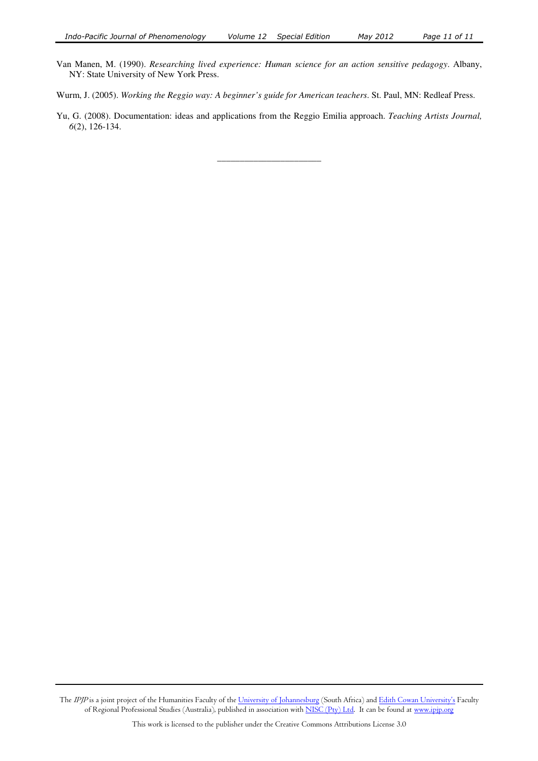Van Manen, M. (1990). *Researching lived experience: Human science for an action sensitive pedagogy*. Albany, NY: State University of New York Press.

Wurm, J. (2005). *Working the Reggio way: A beginner's guide for American teachers*. St. Paul, MN: Redleaf Press.

Yu, G. (2008). Documentation: ideas and applications from the Reggio Emilia approach. *Teaching Artists Journal, 6*(2), 126-134.

______________________

The *IPJP* is a joint project of the Humanities Faculty of the University of Johannesburg (South Africa) and Edith Cowan University's Faculty of Regional Professional Studies (Australia), published in association with NISC (Pty) Ltd. It can be found at www.ipjp.org

This work is licensed to the publisher under the Creative Commons Attributions License 3.0